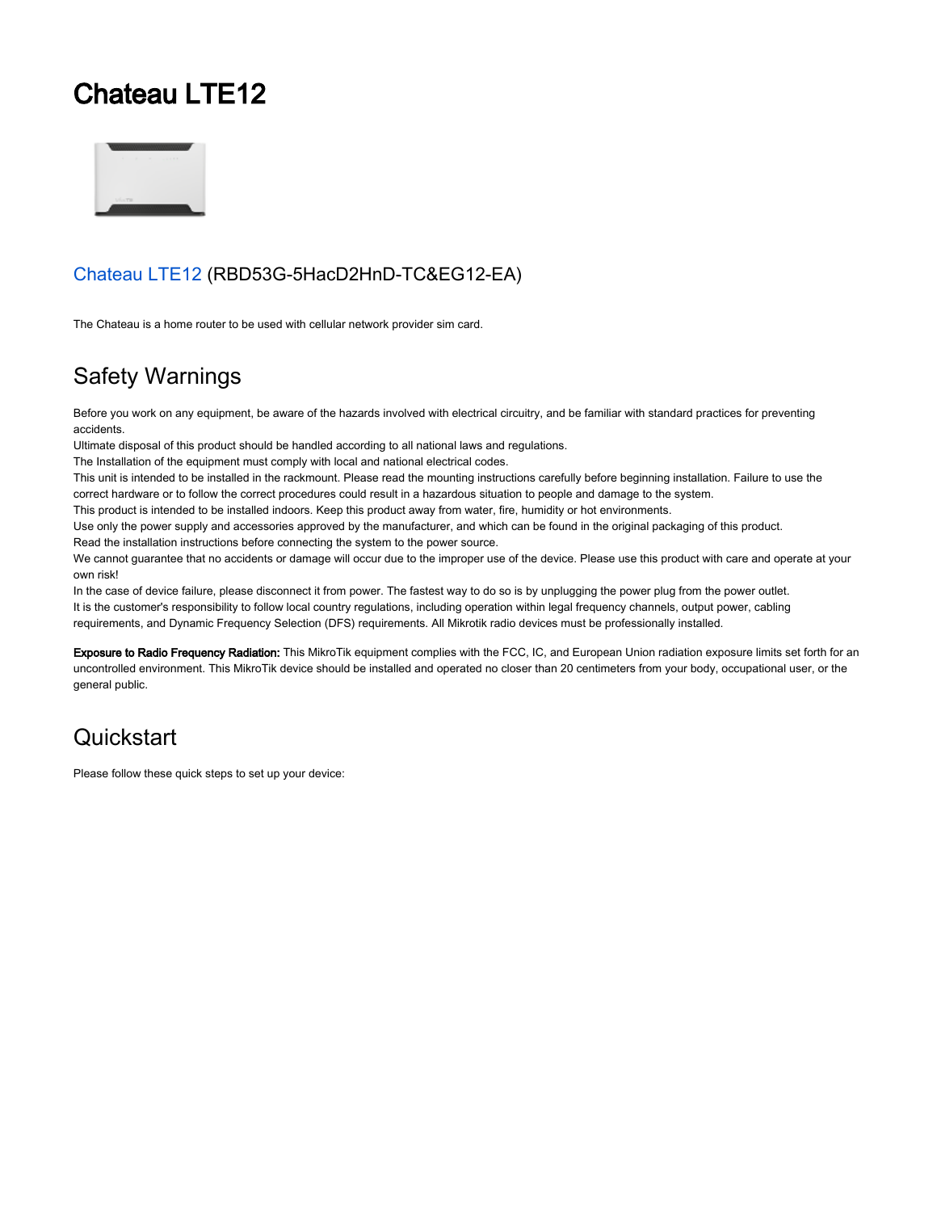# Chateau LTE12

Chateau LTE12 (RBD53G-5HacD2HnD-TC&EG12-EA)

The Chateau is a home router to be used with cellular network provider sim card.

## Safety Warnings

Before you work on any equipment, be aware of the hazards involved with electrical circuitry, and be familiar with standard practices for preventing accidents.
Ultimate disposal of this product should be handled according to all national laws and regulations.
The Installation of the equipment must comply with local and national electrical codes.
This unit is intended to be installed in the rackmount. Please read the mounting instructions carefully before beginning installation. Failure to use the correct hardware or to follow the correct procedures could result in a hazardous situation to people and damage to the system.
This product is intended to be installed indoors. Keep this product away from water, fire, humidity or hot environments.
Use only the power supply and accessories approved by the manufacturer, and which can be found in the original packaging of this product.
Read the installation instructions before connecting the system to the power source.
We cannot guarantee that no accidents or damage will occur due to the improper use of the device. Please use this product with care and operate at your own risk!
In the case of device failure, please disconnect it from power. The fastest way to do so is by unplugging the power plug from the power outlet.
It is the customer's responsibility to follow local country regulations, including operation within legal frequency channels, output power, cabling requirements, and Dynamic Frequency Selection (DFS) requirements. All Mikrotik radio devices must be professionally installed.

**Exposure to Radio Frequency Radiation:** This MikroTik equipment complies with the FCC, IC, and European Union radiation exposure limits set forth for an uncontrolled environment. This MikroTik device should be installed and operated no closer than 20 centimeters from your body, occupational user, or the general public.

## Quickstart

Please follow these quick steps to set up your device: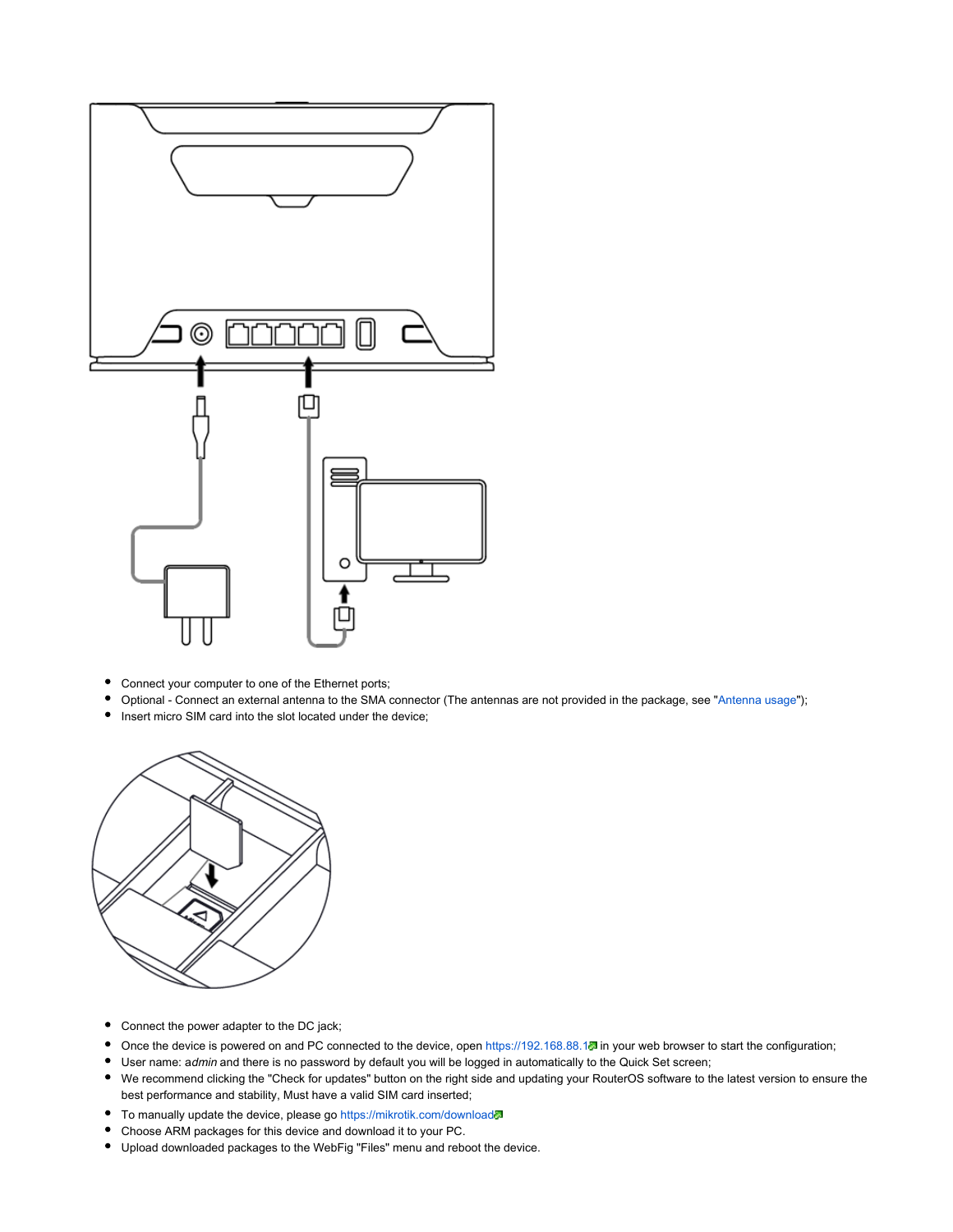- Connect your computer to one of the Ethernet ports;
- Optional - Connect an external antenna to the SMA connector (The antennas are not provided in the package, see "Antenna usage");
- Insert micro SIM card into the slot located under the device;

- Connect the power adapter to the DC jack;
- Once the device is powered on and PC connected to the device, open https://192.168.88.1 in your web browser to start the configuration;
- User name: *admin* and there is no password by default you will be logged in automatically to the Quick Set screen;
- We recommend clicking the "Check for updates" button on the right side and updating your RouterOS software to the latest version to ensure the best performance and stability, Must have a valid SIM card inserted;
- To manually update the device, please go https://mikrotik.com/download
- Choose ARM packages for this device and download it to your PC.
- Upload downloaded packages to the WebFig "Files" menu and reboot the device.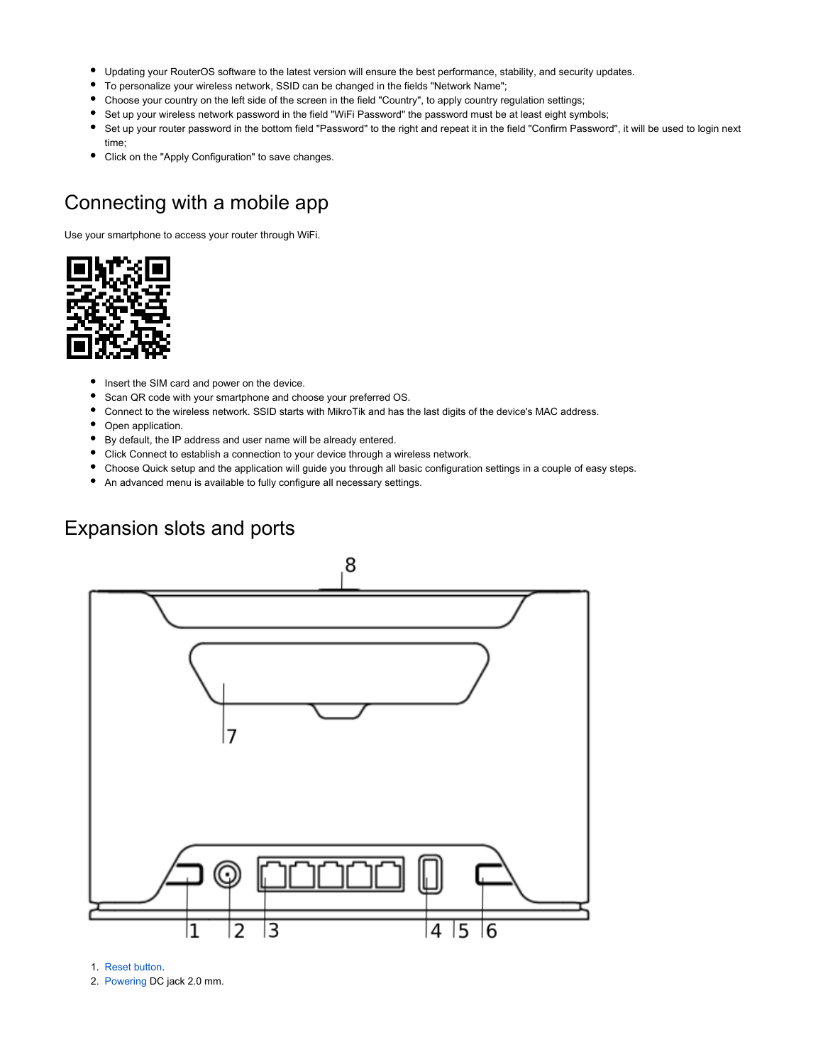- Updating your RouterOS software to the latest version will ensure the best performance, stability, and security updates.
- To personalize your wireless network, SSID can be changed in the fields "Network Name";
- Choose your country on the left side of the screen in the field "Country", to apply country regulation settings;
- Set up your wireless network password in the field "WiFi Password" the password must be at least eight symbols;
- Set up your router password in the bottom field "Password" to the right and repeat it in the field "Confirm Password", it will be used to login next time;
- Click on the "Apply Configuration" to save changes.

## Connecting with a mobile app

Use your smartphone to access your router through WiFi.

- Insert the SIM card and power on the device.
- Scan QR code with your smartphone and choose your preferred OS.
- Connect to the wireless network. SSID starts with MikroTik and has the last digits of the device's MAC address.
- Open application.
- By default, the IP address and user name will be already entered.
- Click Connect to establish a connection to your device through a wireless network.
- Choose Quick setup and the application will guide you through all basic configuration settings in a couple of easy steps.
- An advanced menu is available to fully configure all necessary settings.

## Expansion slots and ports

1. Reset button.
2. Powering DC jack 2.0 mm.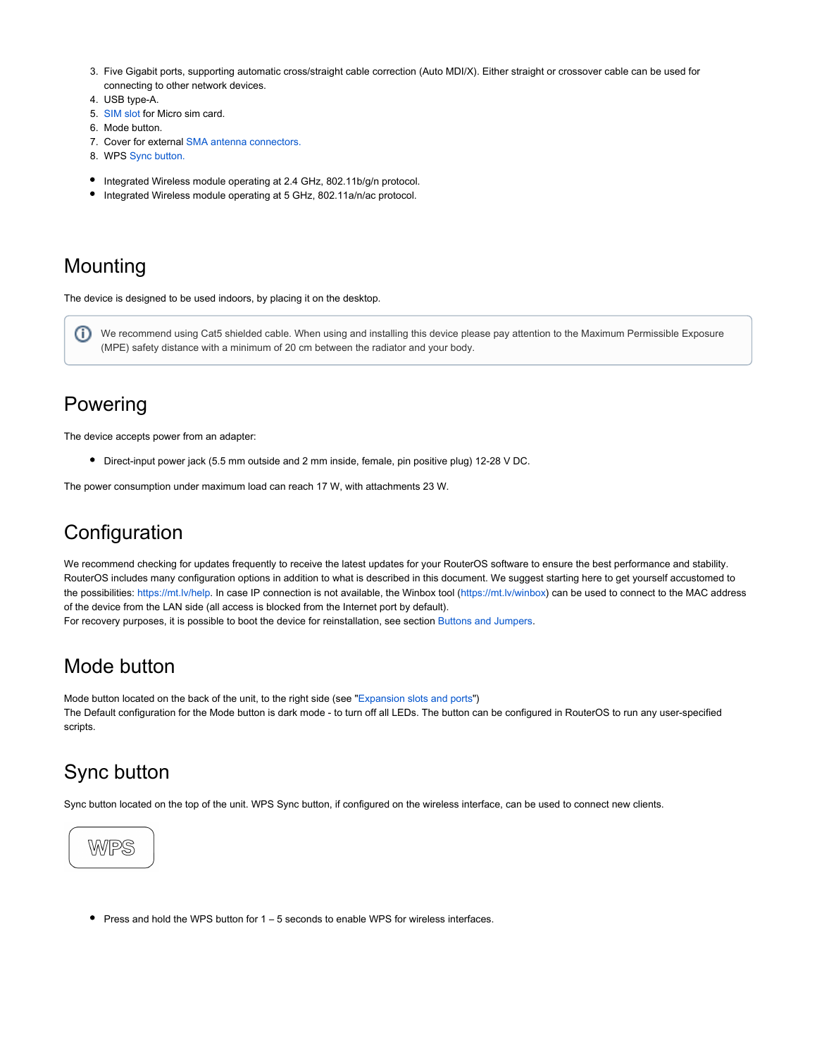3. Five Gigabit ports, supporting automatic cross/straight cable correction (Auto MDI/X). Either straight or crossover cable can be used for connecting to other network devices.
4. USB type-A.
5. SIM slot for Micro sim card.
6. Mode button.
7. Cover for external SMA antenna connectors.
8. WPS Sync button.

- Integrated Wireless module operating at 2.4 GHz, 802.11b/g/n protocol.
- Integrated Wireless module operating at 5 GHz, 802.11a/n/ac protocol.

# Mounting

The device is designed to be used indoors, by placing it on the desktop.

> We recommend using Cat5 shielded cable. When using and installing this device please pay attention to the Maximum Permissible Exposure (MPE) safety distance with a minimum of 20 cm between the radiator and your body.

# Powering

The device accepts power from an adapter:

- Direct-input power jack (5.5 mm outside and 2 mm inside, female, pin positive plug) 12-28 V DC.

The power consumption under maximum load can reach 17 W, with attachments 23 W.

# Configuration

We recommend checking for updates frequently to receive the latest updates for your RouterOS software to ensure the best performance and stability. RouterOS includes many configuration options in addition to what is described in this document. We suggest starting here to get yourself accustomed to the possibilities: https://mt.lv/help. In case IP connection is not available, the Winbox tool (https://mt.lv/winbox) can be used to connect to the MAC address of the device from the LAN side (all access is blocked from the Internet port by default).
For recovery purposes, it is possible to boot the device for reinstallation, see section Buttons and Jumpers.

# Mode button

Mode button located on the back of the unit, to the right side (see "Expansion slots and ports")
The Default configuration for the Mode button is dark mode - to turn off all LEDs. The button can be configured in RouterOS to run any user-specified scripts.

# Sync button

Sync button located on the top of the unit. WPS Sync button, if configured on the wireless interface, can be used to connect new clients.

WPS

- Press and hold the WPS button for 1 – 5 seconds to enable WPS for wireless interfaces.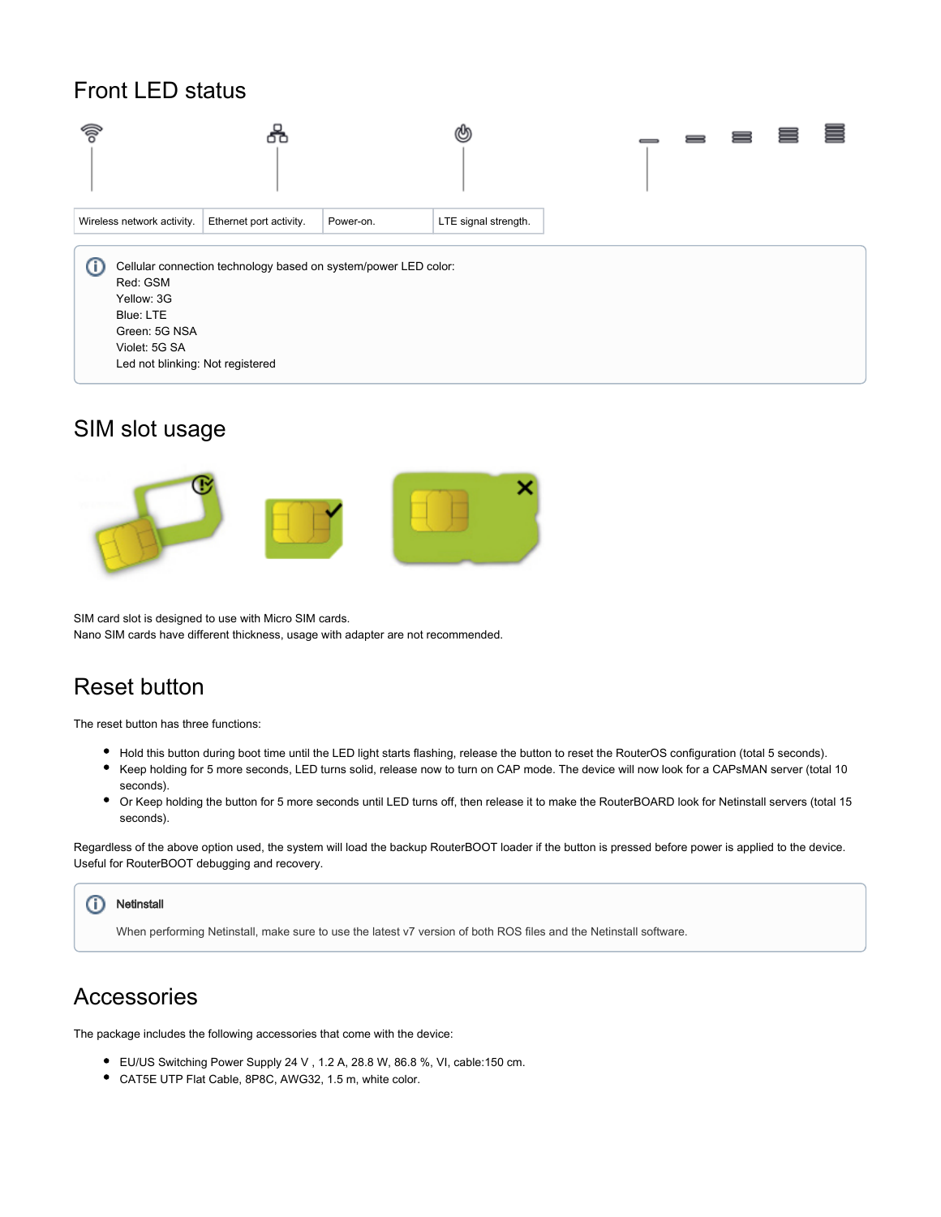## Front LED status

| Wireless network activity. | Ethernet port activity. | Power-on. | LTE signal strength. |
|---|---|---|---|

> Cellular connection technology based on system/power LED color:
> Red: GSM
> Yellow: 3G
> Blue: LTE
> Green: 5G NSA
> Violet: 5G SA
> Led not blinking: Not registered

## SIM slot usage

SIM card slot is designed to use with Micro SIM cards.
Nano SIM cards have different thickness, usage with adapter are not recommended.

## Reset button

The reset button has three functions:

- Hold this button during boot time until the LED light starts flashing, release the button to reset the RouterOS configuration (total 5 seconds).
- Keep holding for 5 more seconds, LED turns solid, release now to turn on CAP mode. The device will now look for a CAPsMAN server (total 10 seconds).
- Or Keep holding the button for 5 more seconds until LED turns off, then release it to make the RouterBOARD look for Netinstall servers (total 15 seconds).

Regardless of the above option used, the system will load the backup RouterBOOT loader if the button is pressed before power is applied to the device. Useful for RouterBOOT debugging and recovery.

> **Netinstall**
>
> When performing Netinstall, make sure to use the latest v7 version of both ROS files and the Netinstall software.

## Accessories

The package includes the following accessories that come with the device:

- EU/US Switching Power Supply 24 V , 1.2 A, 28.8 W, 86.8 %, VI, cable:150 cm.
- CAT5E UTP Flat Cable, 8P8C, AWG32, 1.5 m, white color.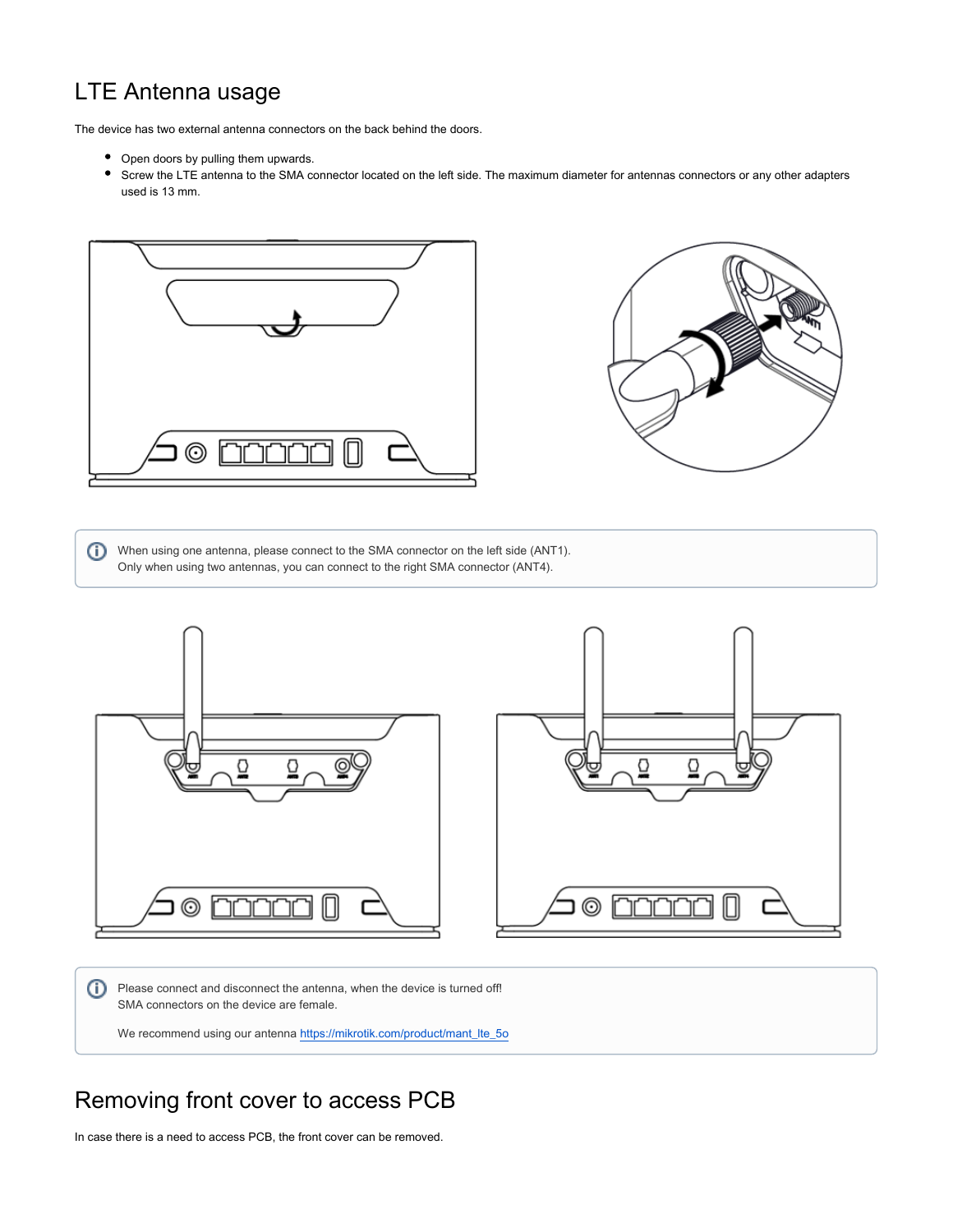## LTE Antenna usage

The device has two external antenna connectors on the back behind the doors.

- Open doors by pulling them upwards.
- Screw the LTE antenna to the SMA connector located on the left side. The maximum diameter for antennas connectors or any other adapters used is 13 mm.

When using one antenna, please connect to the SMA connector on the left side (ANT1).
Only when using two antennas, you can connect to the right SMA connector (ANT4).

Please connect and disconnect the antenna, when the device is turned off!
SMA connectors on the device are female.

We recommend using our antenna https://mikrotik.com/product/mant_lte_5o

## Removing front cover to access PCB

In case there is a need to access PCB, the front cover can be removed.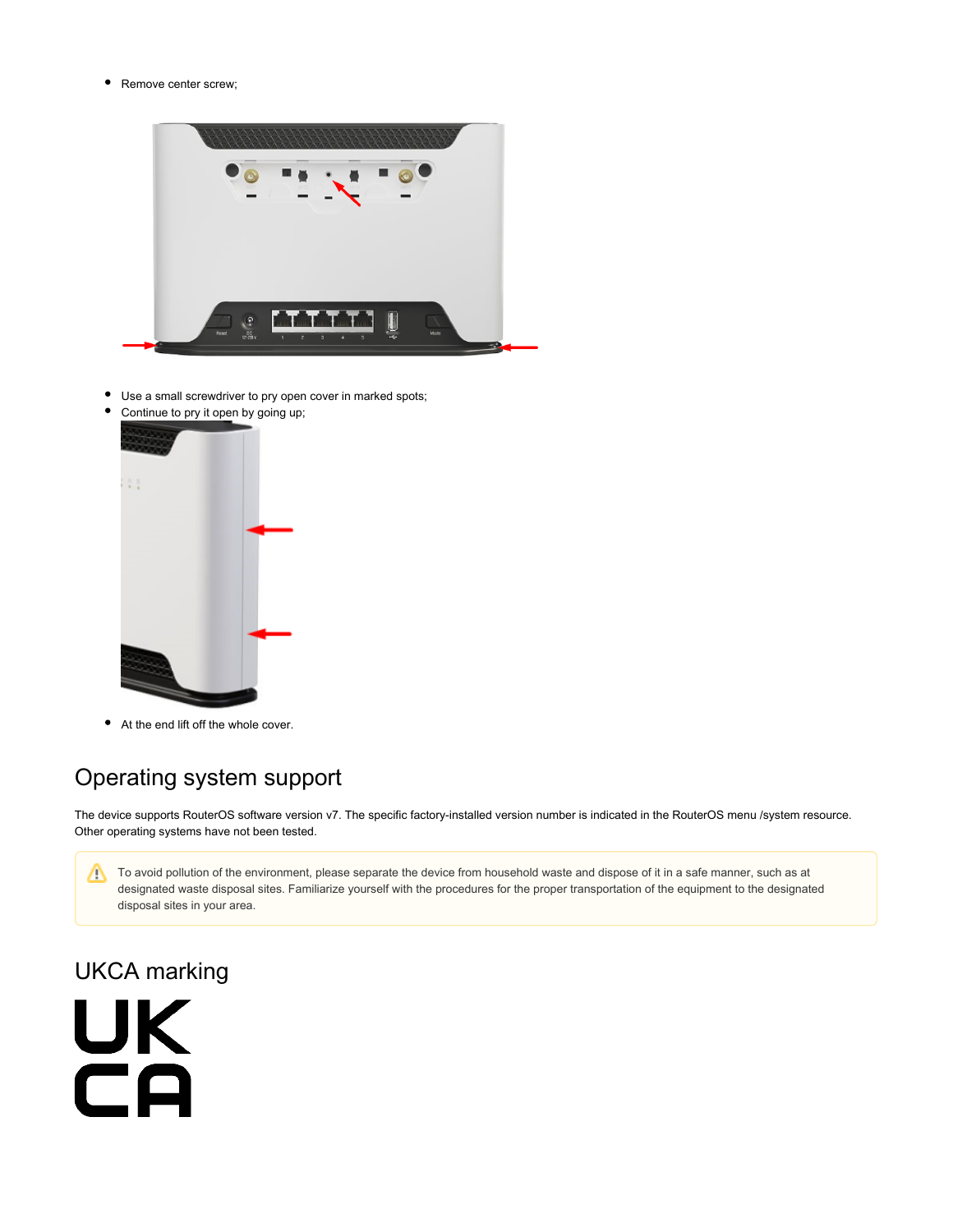- Remove center screw;

- Use a small screwdriver to pry open cover in marked spots;
- Continue to pry it open by going up;

- At the end lift off the whole cover.

## Operating system support

The device supports RouterOS software version v7. The specific factory-installed version number is indicated in the RouterOS menu /system resource. Other operating systems have not been tested.

> To avoid pollution of the environment, please separate the device from household waste and dispose of it in a safe manner, such as at designated waste disposal sites. Familiarize yourself with the procedures for the proper transportation of the equipment to the designated disposal sites in your area.

## UKCA marking

UK
CA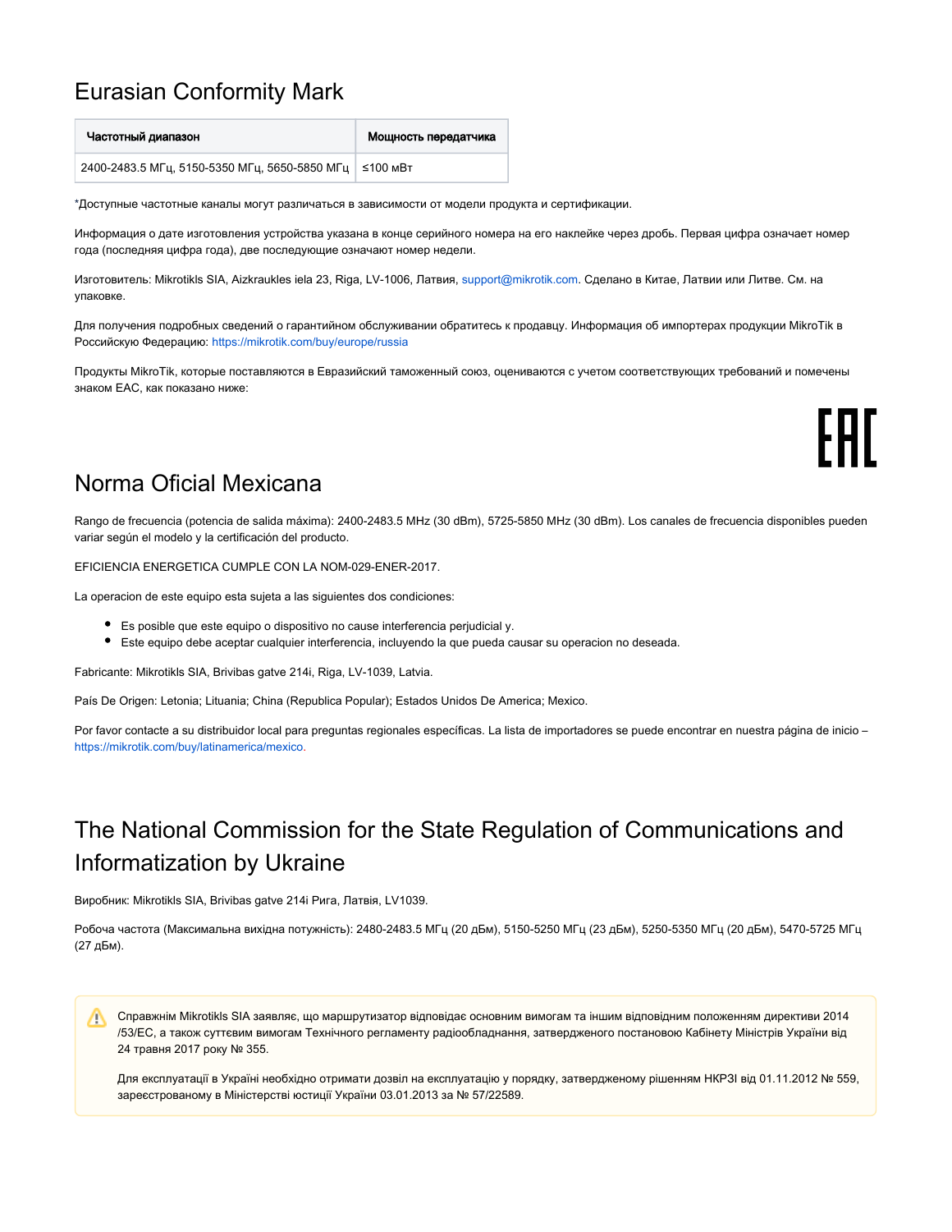# Eurasian Conformity Mark

| Частотный диапазон | Мощность передатчика |
|---|---|
| 2400-2483.5 МГц, 5150-5350 МГц, 5650-5850 МГц | ≤100 мВт |

*Доступные частотные каналы могут различаться в зависимости от модели продукта и сертификации.

Информация о дате изготовления устройства указана в конце серийного номера на его наклейке через дробь. Первая цифра означает номер года (последняя цифра года), две последующие означают номер недели.

Изготовитель: Mikrotikls SIA, Aizkraukles iela 23, Riga, LV-1006, Латвия, support@mikrotik.com. Сделано в Китае, Латвии или Литве. См. на упаковке.

Для получения подробных сведений о гарантийном обслуживании обратитесь к продавцу. Информация об импортерах продукции MikroTik в Российскую Федерацию: https://mikrotik.com/buy/europe/russia

Продукты MikroTik, которые поставляются в Евразийский таможенный союз, оцениваются с учетом соответствующих требований и помечены знаком EAC, как показано ниже:

# Norma Oficial Mexicana

Rango de frecuencia (potencia de salida máxima): 2400-2483.5 MHz (30 dBm), 5725-5850 MHz (30 dBm). Los canales de frecuencia disponibles pueden variar según el modelo y la certificación del producto.

EFICIENCIA ENERGETICA CUMPLE CON LA NOM-029-ENER-2017.

La operacion de este equipo esta sujeta a las siguientes dos condiciones:

- Es posible que este equipo o dispositivo no cause interferencia perjudicial y.
- Este equipo debe aceptar cualquier interferencia, incluyendo la que pueda causar su operacion no deseada.

Fabricante: Mikrotikls SIA, Brivibas gatve 214i, Riga, LV-1039, Latvia.

País De Origen: Letonia; Lituania; China (Republica Popular); Estados Unidos De America; Mexico.

Por favor contacte a su distribuidor local para preguntas regionales específicas. La lista de importadores se puede encontrar en nuestra página de inicio – https://mikrotik.com/buy/latinamerica/mexico.

# The National Commission for the State Regulation of Communications and Informatization by Ukraine

Виробник: Mikrotikls SIA, Brivibas gatve 214i Рига, Латвія, LV1039.

Робоча частота (Максимальна вихідна потужність): 2480-2483.5 МГц (20 дБм), 5150-5250 МГц (23 дБм), 5250-5350 МГц (20 дБм), 5470-5725 МГц (27 дБм).

> Справжнім Mikrotikls SIA заявляє, що маршрутизатор відповідає основним вимогам та іншим відповідним положенням директиви 2014/53/EC, а також суттєвим вимогам Технічного регламенту радіообладнання, затвердженого постановою Кабінету Міністрів України від 24 травня 2017 року № 355.
>
> Для експлуатації в Україні необхідно отримати дозвіл на експлуатацію у порядку, затвердженому рішенням НКРЗІ від 01.11.2012 № 559, зареєстрованому в Міністерстві юстиції України 03.01.2013 за № 57/22589.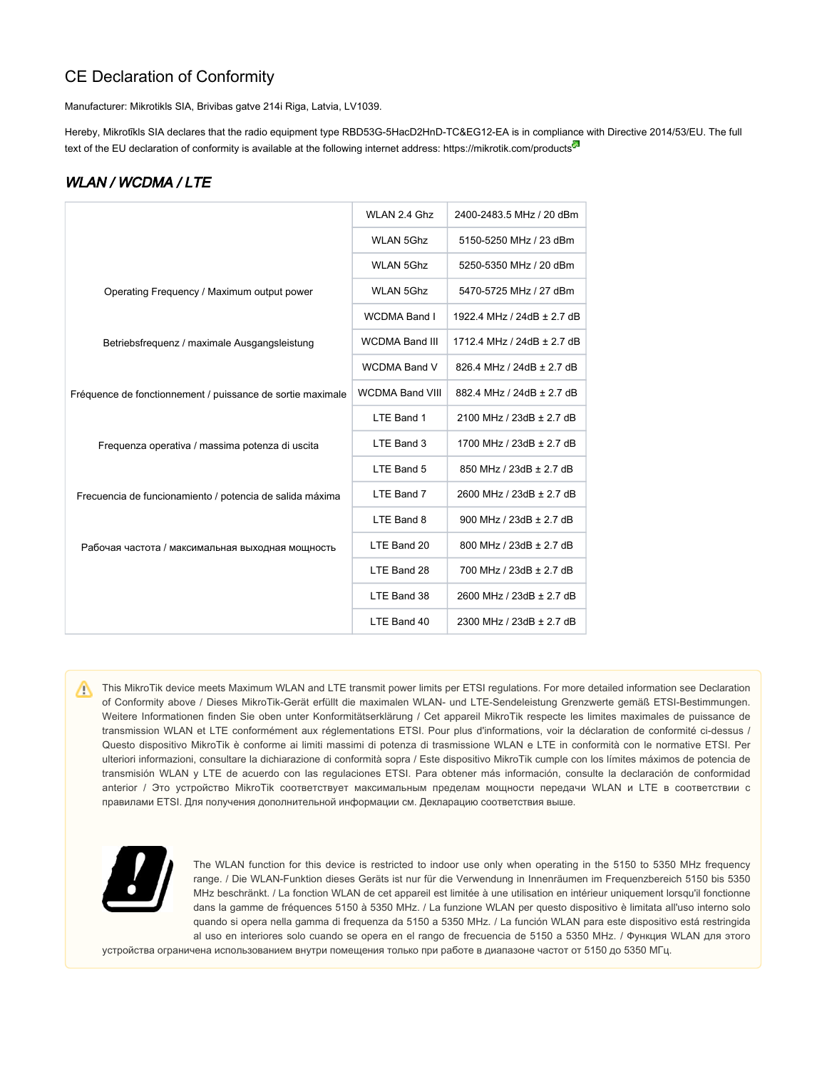## CE Declaration of Conformity

Manufacturer: Mikrotikls SIA, Brivibas gatve 214i Riga, Latvia, LV1039.

Hereby, Mikrotīkls SIA declares that the radio equipment type RBD53G-5HacD2HnD-TC&EG12-EA is in compliance with Directive 2014/53/EU. The full text of the EU declaration of conformity is available at the following internet address: https://mikrotik.com/products

### *WLAN / WCDMA / LTE*

| | | |
|---|---|---|
| Operating Frequency / Maximum output power<br><br>Betriebsfrequenz / maximale Ausgangsleistung<br><br>Fréquence de fonctionnement / puissance de sortie maximale<br><br>Frequenza operativa / massima potenza di uscita<br><br>Frecuencia de funcionamiento / potencia de salida máxima<br><br>Рабочая частота / максимальная выходная мощность | WLAN 2.4 Ghz | 2400-2483.5 MHz / 20 dBm |
| | WLAN 5Ghz | 5150-5250 MHz / 23 dBm |
| | WLAN 5Ghz | 5250-5350 MHz / 20 dBm |
| | WLAN 5Ghz | 5470-5725 MHz / 27 dBm |
| | WCDMA Band I | 1922.4 MHz / 24dB ± 2.7 dB |
| | WCDMA Band III | 1712.4 MHz / 24dB ± 2.7 dB |
| | WCDMA Band V | 826.4 MHz / 24dB ± 2.7 dB |
| | WCDMA Band VIII | 882.4 MHz / 24dB ± 2.7 dB |
| | LTE Band 1 | 2100 MHz / 23dB ± 2.7 dB |
| | LTE Band 3 | 1700 MHz / 23dB ± 2.7 dB |
| | LTE Band 5 | 850 MHz / 23dB ± 2.7 dB |
| | LTE Band 7 | 2600 MHz / 23dB ± 2.7 dB |
| | LTE Band 8 | 900 MHz / 23dB ± 2.7 dB |
| | LTE Band 20 | 800 MHz / 23dB ± 2.7 dB |
| | LTE Band 28 | 700 MHz / 23dB ± 2.7 dB |
| | LTE Band 38 | 2600 MHz / 23dB ± 2.7 dB |
| | LTE Band 40 | 2300 MHz / 23dB ± 2.7 dB |

This MikroTik device meets Maximum WLAN and LTE transmit power limits per ETSI regulations. For more detailed information see Declaration of Conformity above / Dieses MikroTik-Gerät erfüllt die maximalen WLAN- und LTE-Sendeleistung Grenzwerte gemäß ETSI-Bestimmungen. Weitere Informationen finden Sie oben unter Konformitätserklärung / Cet appareil MikroTik respecte les limites maximales de puissance de transmission WLAN et LTE conformément aux réglementations ETSI. Pour plus d'informations, voir la déclaration de conformité ci-dessus / Questo dispositivo MikroTik è conforme ai limiti massimi di potenza di trasmissione WLAN e LTE in conformità con le normative ETSI. Per ulteriori informazioni, consultare la dichiarazione di conformità sopra / Este dispositivo MikroTik cumple con los límites máximos de potencia de transmisión WLAN y LTE de acuerdo con las regulaciones ETSI. Para obtener más información, consulte la declaración de conformidad anterior / Это устройство MikroTik соответствует максимальным пределам мощности передачи WLAN и LTE в соответствии с правилами ETSI. Для получения дополнительной информации см. Декларацию соответствия выше.

The WLAN function for this device is restricted to indoor use only when operating in the 5150 to 5350 MHz frequency range. / Die WLAN-Funktion dieses Geräts ist nur für die Verwendung in Innenräumen im Frequenzbereich 5150 bis 5350 MHz beschränkt. / La fonction WLAN de cet appareil est limitée à une utilisation en intérieur uniquement lorsqu'il fonctionne dans la gamme de fréquences 5150 à 5350 MHz. / La funzione WLAN per questo dispositivo è limitata all'uso interno solo quando si opera nella gamma di frequenza da 5150 a 5350 MHz. / La función WLAN para este dispositivo está restringida al uso en interiores solo cuando se opera en el rango de frecuencia de 5150 a 5350 MHz. / Функция WLAN для этого устройства ограничена использованием внутри помещения только при работе в диапазоне частот от 5150 до 5350 МГц.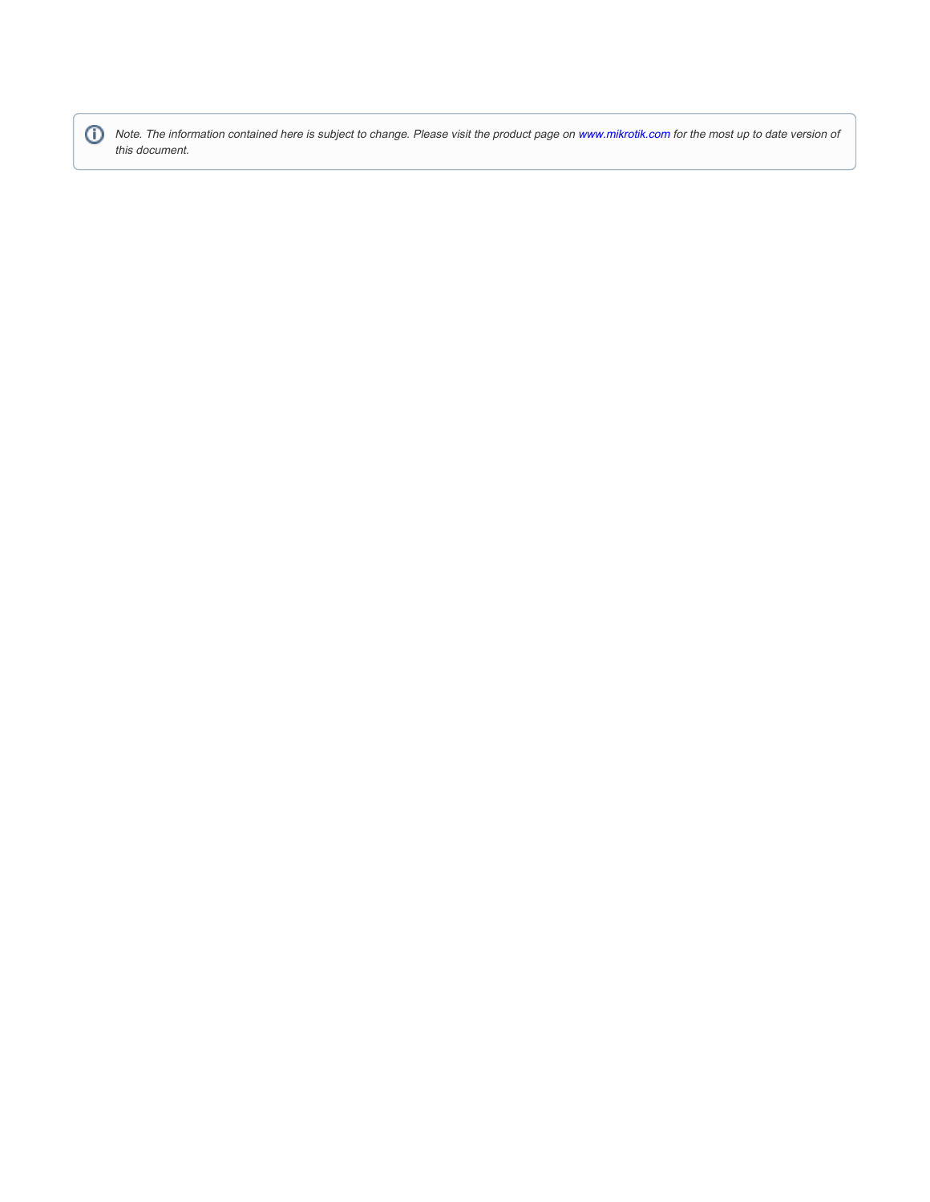*Note. The information contained here is subject to change. Please visit the product page on www.mikrotik.com for the most up to date version of this document.*